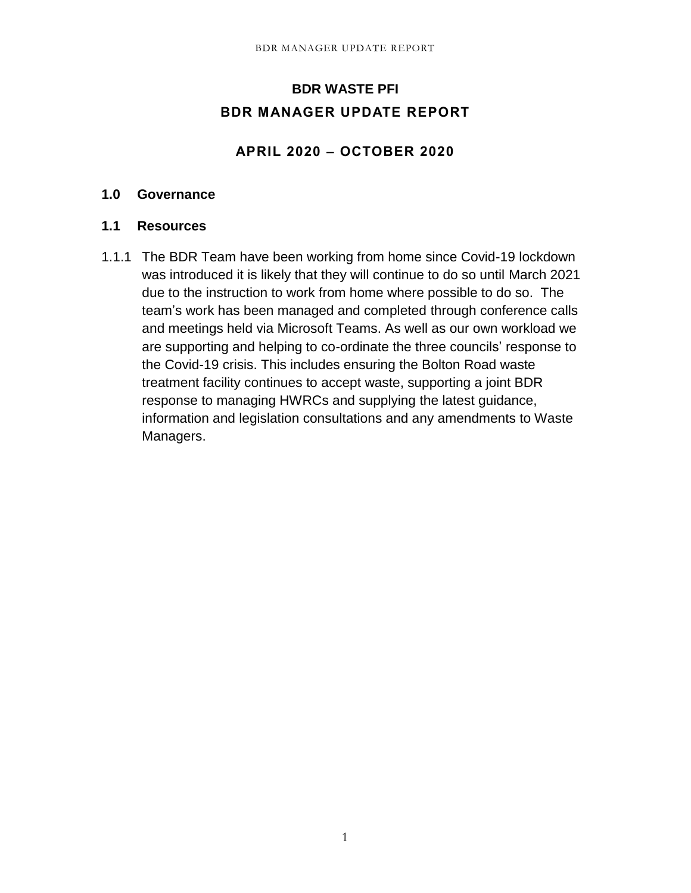# BDR WASTE PFI

# BDR MANAGER UPDATE REPORT

## APRIL 2020 – OCTOBER 2020

## 1.0 Governance

### 1.1 Resources

1.1.1 The BDR Team have been working from home since Covid-19 lockdown was introduced it is likely that they will continue to do so until March 2021 due to the instruction to work from home where possible to do so. The team's work has been managed and completed through conference calls and meetings held via Microsoft Teams. As well as our own workload we are supporting and helping to co-ordinate the three councils' response to the Covid-19 crisis. This includes ensuring the Bolton Road waste treatment facility continues to accept waste, supporting a joint BDR response to managing HWRCs and supplying the latest guidance, information and legislation consultations and any amendments to Waste Managers.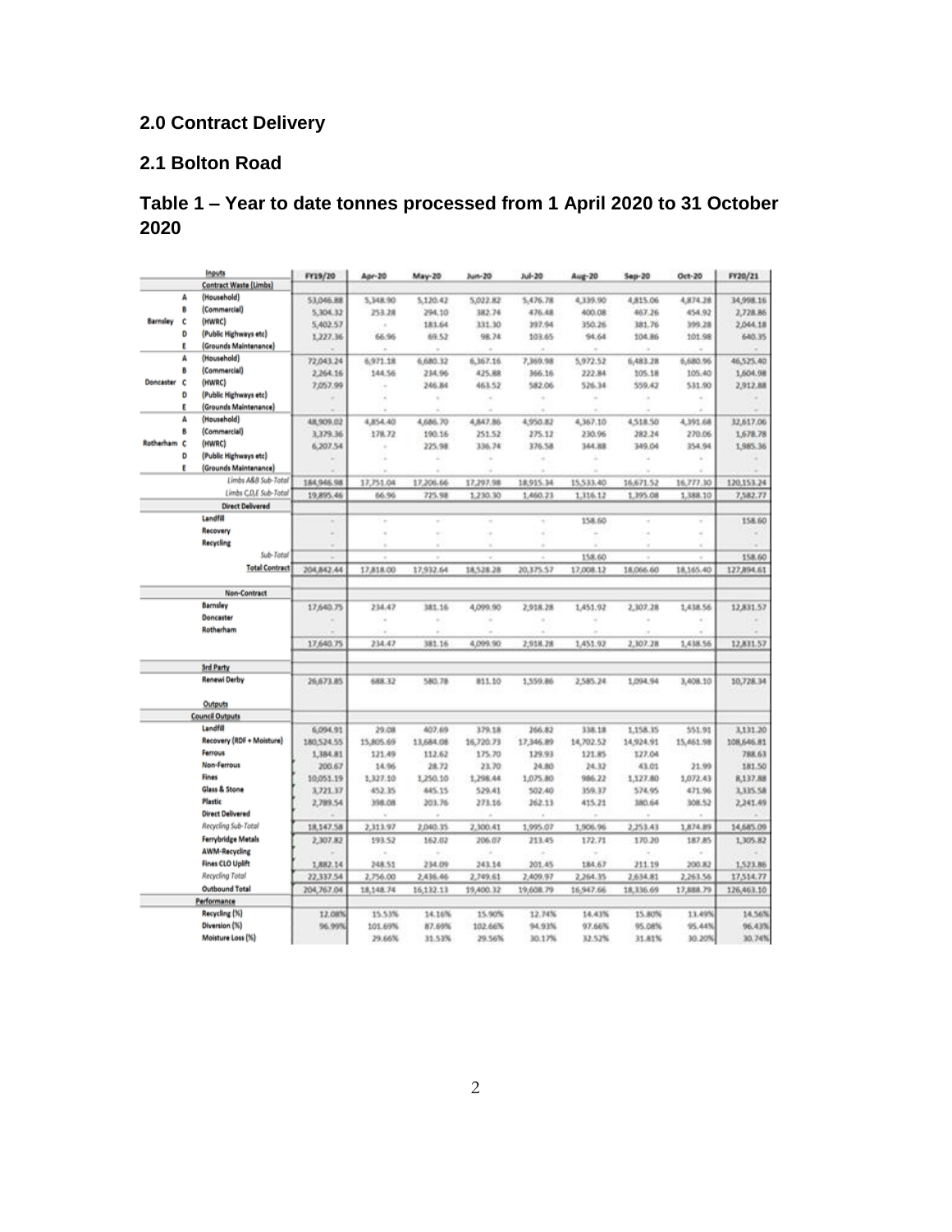## 2.0 Contract Delivery

## 2.1 Bolton Road

## Table 1 – Year to date tonnes processed from 1 April 2020 to 31 October 2020

| Inputs | | | FY19/20 | Apr-20 | May-20 | Jun-20 | Jul-20 | Aug-20 | Sep-20 | Oct-20 | FY20/21 |
|---|---|---|---|---|---|---|---|---|---|---|---|
| Contract Waste (Limbs) | | | | | | | | | | | |
| Barnsley | A | (Household) | 53,046.88 | 5,348.90 | 5,120.42 | 5,022.82 | 5,476.78 | 4,339.90 | 4,815.06 | 4,874.28 | 34,998.16 |
| | B | (Commercial) | 5,304.32 | 253.28 | 294.10 | 382.74 | 476.48 | 400.08 | 467.26 | 454.92 | 2,728.86 |
| | C | (HWRC) | 5,402.57 | - | 183.64 | 331.30 | 397.94 | 350.26 | 381.76 | 399.28 | 2,044.18 |
| | D | (Public Highways etc) | 1,227.36 | 66.96 | 69.52 | 98.74 | 103.65 | 94.64 | 104.86 | 101.98 | 640.35 |
| | E | (Grounds Maintenance) | - | - | - | - | - | - | - | - | - |
| Doncaster | A | (Household) | 72,043.24 | 6,971.18 | 6,680.32 | 6,367.16 | 7,369.98 | 5,972.52 | 6,483.28 | 6,680.96 | 46,525.40 |
| | B | (Commercial) | 2,264.16 | 144.56 | 234.96 | 425.88 | 366.16 | 222.84 | 105.18 | 105.40 | 1,604.98 |
| | C | (HWRC) | 7,057.99 | - | 246.84 | 463.52 | 582.06 | 526.34 | 559.42 | 531.90 | 2,912.88 |
| | D | (Public Highways etc) | - | - | - | - | - | - | - | - | - |
| | E | (Grounds Maintenance) | - | - | - | - | - | - | - | - | - |
| Rotherham | A | (Household) | 48,909.02 | 4,854.40 | 4,686.70 | 4,847.86 | 4,950.82 | 4,367.10 | 4,518.50 | 4,391.68 | 32,617.06 |
| | B | (Commercial) | 3,379.36 | 178.72 | 190.16 | 251.52 | 275.12 | 230.96 | 282.24 | 270.06 | 1,678.78 |
| | C | (HWRC) | 6,207.54 | - | 225.98 | 336.74 | 376.58 | 344.88 | 349.04 | 354.94 | 1,985.36 |
| | D | (Public Highways etc) | - | - | - | - | - | - | - | - | - |
| | E | (Grounds Maintenance) | - | - | - | - | - | - | - | - | - |
| | | *Limbs A&B Sub-Total* | 184,946.98 | 17,751.04 | 17,206.66 | 17,297.98 | 18,915.34 | 15,533.40 | 16,671.52 | 16,777.30 | 120,153.24 |
| | | *Limbs C,D,E Sub-Total* | 19,895.46 | 66.96 | 725.98 | 1,230.30 | 1,460.23 | 1,316.12 | 1,395.08 | 1,388.10 | 7,582.77 |
| Direct Delivered | | | | | | | | | | | |
| | | Landfill | - | - | - | - | - | 158.60 | - | - | 158.60 |
| | | Recovery | - | - | - | - | - | - | - | - | - |
| | | Recycling | - | - | - | - | - | - | - | - | - |
| | | *Sub-Total* | - | - | - | - | - | 158.60 | - | - | 158.60 |
| | | **Total Contract** | 204,842.44 | 17,818.00 | 17,932.64 | 18,528.28 | 20,375.57 | 17,008.12 | 18,066.60 | 18,165.40 | 127,894.61 |
| Non-Contract | | | | | | | | | | | |
| | | Barnsley | 17,640.75 | 234.47 | 381.16 | 4,099.90 | 2,918.28 | 1,451.92 | 2,307.28 | 1,438.56 | 12,831.57 |
| | | Doncaster | - | - | - | - | - | - | - | - | - |
| | | Rotherham | - | - | - | - | - | - | - | - | - |
| | | | 17,640.75 | 234.47 | 381.16 | 4,099.90 | 2,918.28 | 1,451.92 | 2,307.28 | 1,438.56 | 12,831.57 |
| 3rd Party | | | | | | | | | | | |
| | | Renewi Derby | 26,673.85 | 688.32 | 580.78 | 811.10 | 1,559.86 | 2,585.24 | 1,094.94 | 3,408.10 | 10,728.34 |
| Outputs | | | | | | | | | | | |
| Council Outputs | | | | | | | | | | | |
| | | Landfill | 6,094.91 | 29.08 | 407.69 | 379.18 | 266.82 | 338.18 | 1,158.35 | 551.91 | 3,131.20 |
| | | Recovery (RDF + Moisture) | 180,524.55 | 15,805.69 | 13,684.08 | 16,720.73 | 17,346.89 | 14,702.52 | 14,924.91 | 15,461.98 | 108,646.81 |
| | | Ferrous | 1,384.81 | 121.49 | 112.62 | 175.70 | 129.93 | 121.85 | 127.04 | | 788.63 |
| | | Non-Ferrous | 200.67 | 14.96 | 28.72 | 23.70 | 24.80 | 24.32 | 43.01 | 21.99 | 181.50 |
| | | Fines | 10,051.19 | 1,327.10 | 1,250.10 | 1,298.44 | 1,075.80 | 986.22 | 1,127.80 | 1,072.43 | 8,137.88 |
| | | Glass & Stone | 3,721.37 | 452.35 | 445.15 | 529.41 | 502.40 | 359.37 | 574.95 | 471.96 | 3,335.58 |
| | | Plastic | 2,789.54 | 398.08 | 203.76 | 273.16 | 262.13 | 415.21 | 380.64 | 308.52 | 2,241.49 |
| | | Direct Delivered | - | - | - | - | - | - | - | - | - |
| | | *Recycling Sub-Total* | 18,147.58 | 2,313.97 | 2,040.35 | 2,300.41 | 1,995.07 | 1,906.96 | 2,253.43 | 1,874.89 | 14,685.09 |
| | | Ferrybridge Metals | 2,307.82 | 193.52 | 162.02 | 206.07 | 213.45 | 172.71 | 170.20 | 187.85 | 1,305.82 |
| | | AWM-Recycling | - | - | - | - | - | - | - | - | - |
| | | Fines CLO Uplift | 1,882.14 | 248.51 | 234.09 | 243.14 | 201.45 | 184.67 | 211.19 | 200.82 | 1,523.86 |
| | | *Recycling Total* | 22,337.54 | 2,756.00 | 2,436.46 | 2,749.61 | 2,409.97 | 2,264.35 | 2,634.81 | 2,263.56 | 17,514.77 |
| | | Outbound Total | 204,767.04 | 18,148.74 | 16,132.13 | 19,400.32 | 19,608.79 | 16,947.66 | 18,336.69 | 17,888.79 | 126,463.10 |
| Performance | | | | | | | | | | | |
| | | Recycling (%) | 12.08% | 15.53% | 14.16% | 15.90% | 12.74% | 14.43% | 15.80% | 13.49% | 14.56% |
| | | Diversion (%) | 96.99% | 101.69% | 87.69% | 102.66% | 94.93% | 97.66% | 95.08% | 95.44% | 96.43% |
| | | Moisture Loss (%) | | 29.66% | 31.53% | 29.56% | 30.17% | 32.52% | 31.81% | 30.20% | 30.74% |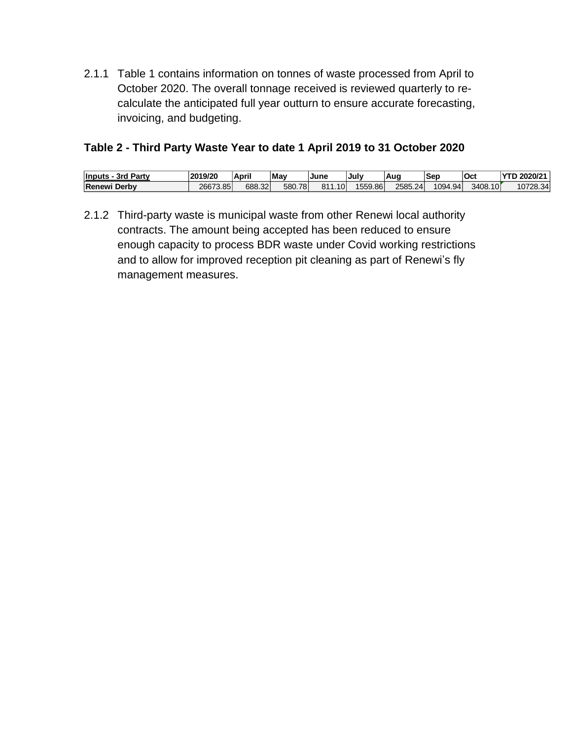2.1.1 Table 1 contains information on tonnes of waste processed from April to October 2020. The overall tonnage received is reviewed quarterly to re-calculate the anticipated full year outturn to ensure accurate forecasting, invoicing, and budgeting.

**Table 2 - Third Party Waste Year to date 1 April 2019 to 31 October 2020**

| Inputs - 3rd Party | 2019/20 | April | May | June | July | Aug | Sep | Oct | YTD 2020/21 |
|---|---|---|---|---|---|---|---|---|---|
| Renewi Derby | 26673.85 | 688.32 | 580.78 | 811.10 | 1559.86 | 2585.24 | 1094.94 | 3408.10 | 10728.34 |

2.1.2 Third-party waste is municipal waste from other Renewi local authority contracts. The amount being accepted has been reduced to ensure enough capacity to process BDR waste under Covid working restrictions and to allow for improved reception pit cleaning as part of Renewi's fly management measures.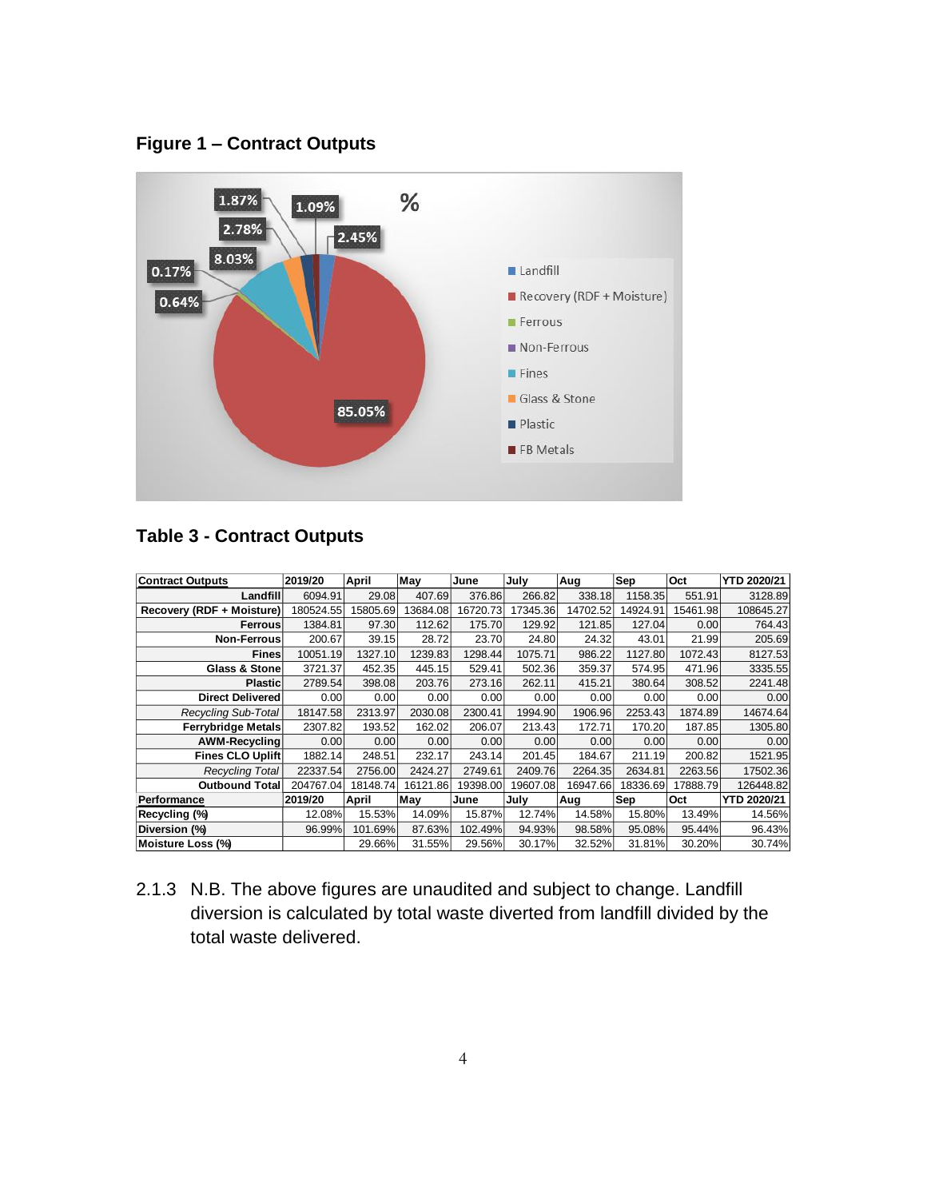**Figure 1 – Contract Outputs**

**Table 3 - Contract Outputs**

| Contract Outputs | 2019/20 | April | May | June | July | Aug | Sep | Oct | YTD 2020/21 |
|---|---|---|---|---|---|---|---|---|---|
| Landfill | 6094.91 | 29.08 | 407.69 | 376.86 | 266.82 | 338.18 | 1158.35 | 551.91 | 3128.89 |
| Recovery (RDF + Moisture) | 180524.55 | 15805.69 | 13684.08 | 16720.73 | 17345.36 | 14702.52 | 14924.91 | 15461.98 | 108645.27 |
| Ferrous | 1384.81 | 97.30 | 112.62 | 175.70 | 129.92 | 121.85 | 127.04 | 0.00 | 764.43 |
| Non-Ferrous | 200.67 | 39.15 | 28.72 | 23.70 | 24.80 | 24.32 | 43.01 | 21.99 | 205.69 |
| Fines | 10051.19 | 1327.10 | 1239.83 | 1298.44 | 1075.71 | 986.22 | 1127.80 | 1072.43 | 8127.53 |
| Glass & Stone | 3721.37 | 452.35 | 445.15 | 529.41 | 502.36 | 359.37 | 574.95 | 471.96 | 3335.55 |
| Plastic | 2789.54 | 398.08 | 203.76 | 273.16 | 262.11 | 415.21 | 380.64 | 308.52 | 2241.48 |
| Direct Delivered | 0.00 | 0.00 | 0.00 | 0.00 | 0.00 | 0.00 | 0.00 | 0.00 | 0.00 |
| *Recycling Sub-Total* | 18147.58 | 2313.97 | 2030.08 | 2300.41 | 1994.90 | 1906.96 | 2253.43 | 1874.89 | 14674.64 |
| Ferrybridge Metals | 2307.82 | 193.52 | 162.02 | 206.07 | 213.43 | 172.71 | 170.20 | 187.85 | 1305.80 |
| AWM-Recycling | 0.00 | 0.00 | 0.00 | 0.00 | 0.00 | 0.00 | 0.00 | 0.00 | 0.00 |
| Fines CLO Uplift | 1882.14 | 248.51 | 232.17 | 243.14 | 201.45 | 184.67 | 211.19 | 200.82 | 1521.95 |
| *Recycling Total* | 22337.54 | 2756.00 | 2424.27 | 2749.61 | 2409.76 | 2264.35 | 2634.81 | 2263.56 | 17502.36 |
| Outbound Total | 204767.04 | 18148.74 | 16121.86 | 19398.00 | 19607.08 | 16947.66 | 18336.69 | 17888.79 | 126448.82 |
| **Performance** | **2019/20** | **April** | **May** | **June** | **July** | **Aug** | **Sep** | **Oct** | **YTD 2020/21** |
| Recycling (%) | 12.08% | 15.53% | 14.09% | 15.87% | 12.74% | 14.58% | 15.80% | 13.49% | 14.56% |
| Diversion (%) | 96.99% | 101.69% | 87.63% | 102.49% | 94.93% | 98.58% | 95.08% | 95.44% | 96.43% |
| Moisture Loss (%) | | 29.66% | 31.55% | 29.56% | 30.17% | 32.52% | 31.81% | 30.20% | 30.74% |

2.1.3 N.B. The above figures are unaudited and subject to change. Landfill diversion is calculated by total waste diverted from landfill divided by the total waste delivered.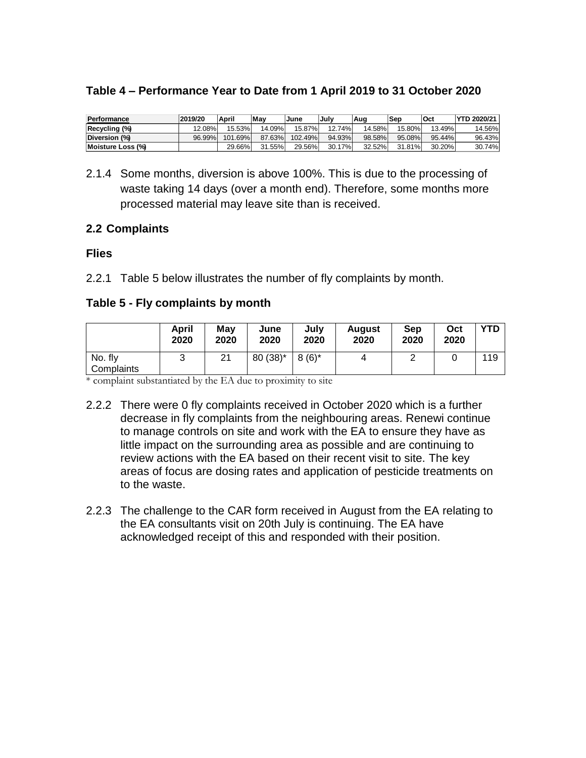### Table 4 – Performance Year to Date from 1 April 2019 to 31 October 2020

| Performance | 2019/20 | April | May | June | July | Aug | Sep | Oct | YTD 2020/21 |
|---|---|---|---|---|---|---|---|---|---|
| Recycling (%) | 12.08% | 15.53% | 14.09% | 15.87% | 12.74% | 14.58% | 15.80% | 13.49% | 14.56% |
| Diversion (%) | 96.99% | 101.69% | 87.63% | 102.49% | 94.93% | 98.58% | 95.08% | 95.44% | 96.43% |
| Moisture Loss (%) | | 29.66% | 31.55% | 29.56% | 30.17% | 32.52% | 31.81% | 30.20% | 30.74% |

2.1.4 Some months, diversion is above 100%. This is due to the processing of waste taking 14 days (over a month end). Therefore, some months more processed material may leave site than is received.

### 2.2 Complaints

#### Flies

2.2.1 Table 5 below illustrates the number of fly complaints by month.

### Table 5 - Fly complaints by month

| | April 2020 | May 2020 | June 2020 | July 2020 | August 2020 | Sep 2020 | Oct 2020 | YTD |
|---|---|---|---|---|---|---|---|---|
| No. fly Complaints | 3 | 21 | 80 (38)* | 8 (6)* | 4 | 2 | 0 | 119 |

* complaint substantiated by the EA due to proximity to site

2.2.2 There were 0 fly complaints received in October 2020 which is a further decrease in fly complaints from the neighbouring areas. Renewi continue to manage controls on site and work with the EA to ensure they have as little impact on the surrounding area as possible and are continuing to review actions with the EA based on their recent visit to site. The key areas of focus are dosing rates and application of pesticide treatments on to the waste.

2.2.3 The challenge to the CAR form received in August from the EA relating to the EA consultants visit on 20th July is continuing. The EA have acknowledged receipt of this and responded with their position.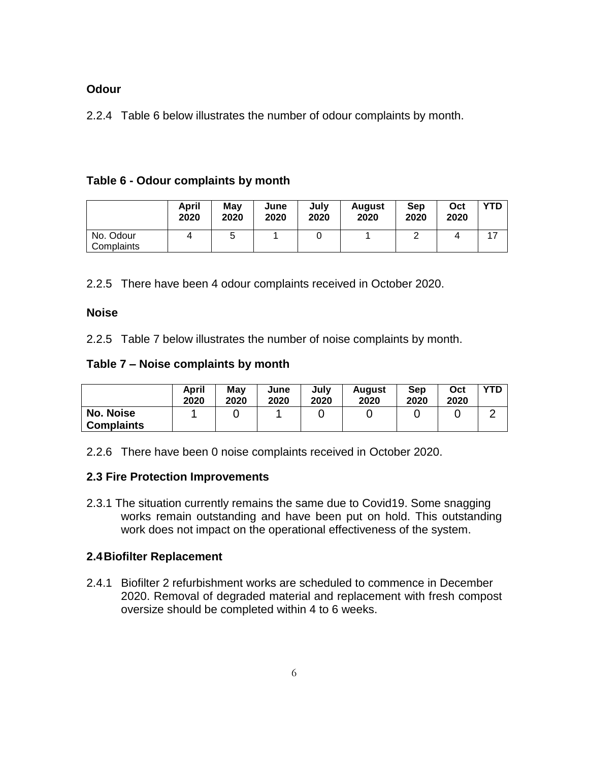**Odour**

2.2.4 Table 6 below illustrates the number of odour complaints by month.

**Table 6 - Odour complaints by month**

| | April 2020 | May 2020 | June 2020 | July 2020 | August 2020 | Sep 2020 | Oct 2020 | YTD |
|---|---|---|---|---|---|---|---|---|
| No. Odour Complaints | 4 | 5 | 1 | 0 | 1 | 2 | 4 | 17 |

2.2.5 There have been 4 odour complaints received in October 2020.

**Noise**

2.2.5 Table 7 below illustrates the number of noise complaints by month.

**Table 7 – Noise complaints by month**

| | April 2020 | May 2020 | June 2020 | July 2020 | August 2020 | Sep 2020 | Oct 2020 | YTD |
|---|---|---|---|---|---|---|---|---|
| **No. Noise Complaints** | 1 | 0 | 1 | 0 | 0 | 0 | 0 | 2 |

2.2.6 There have been 0 noise complaints received in October 2020.

### 2.3 Fire Protection Improvements

2.3.1 The situation currently remains the same due to Covid19. Some snagging works remain outstanding and have been put on hold. This outstanding work does not impact on the operational effectiveness of the system.

### 2.4 Biofilter Replacement

2.4.1 Biofilter 2 refurbishment works are scheduled to commence in December 2020. Removal of degraded material and replacement with fresh compost oversize should be completed within 4 to 6 weeks.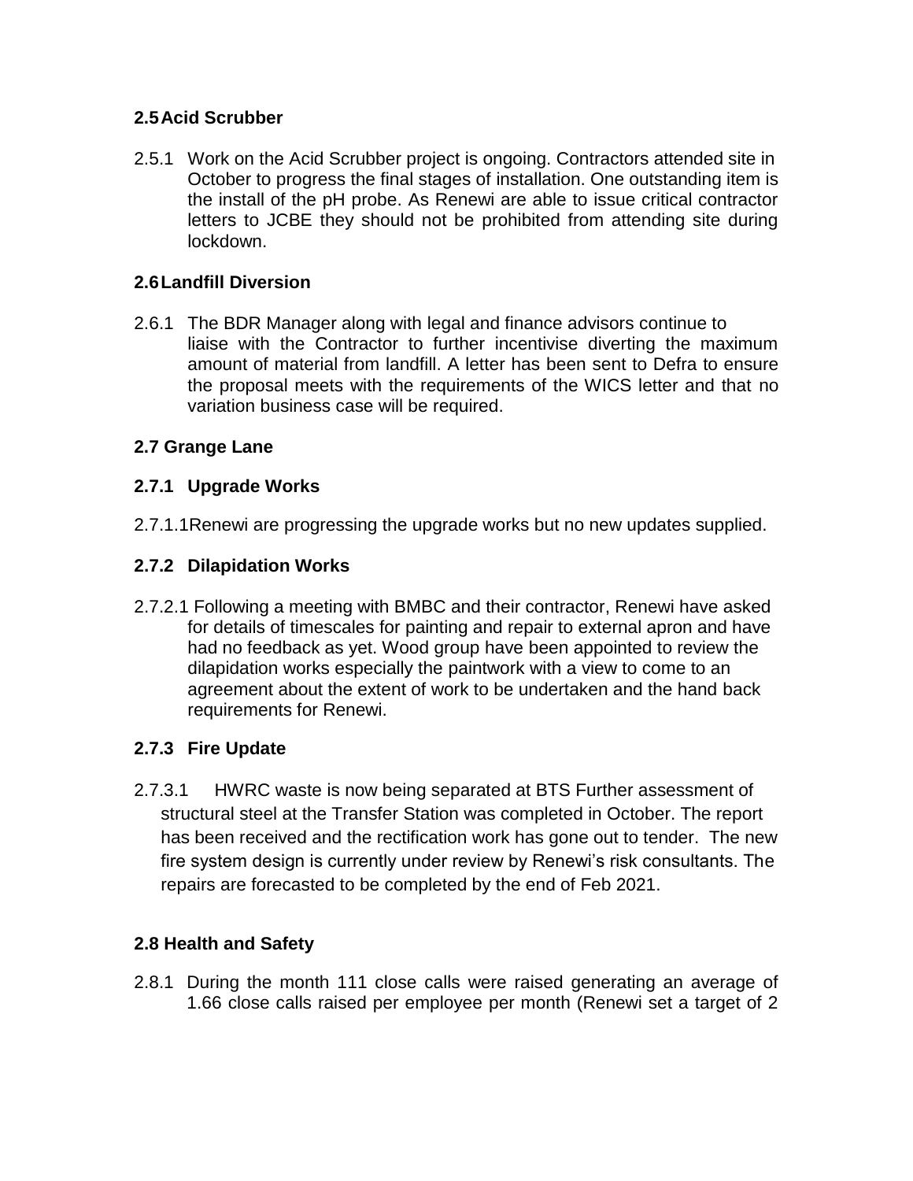### 2.5 Acid Scrubber

2.5.1 Work on the Acid Scrubber project is ongoing. Contractors attended site in October to progress the final stages of installation. One outstanding item is the install of the pH probe. As Renewi are able to issue critical contractor letters to JCBE they should not be prohibited from attending site during lockdown.

### 2.6 Landfill Diversion

2.6.1 The BDR Manager along with legal and finance advisors continue to liaise with the Contractor to further incentivise diverting the maximum amount of material from landfill. A letter has been sent to Defra to ensure the proposal meets with the requirements of the WICS letter and that no variation business case will be required.

### 2.7 Grange Lane

#### 2.7.1 Upgrade Works

2.7.1.1 Renewi are progressing the upgrade works but no new updates supplied.

#### 2.7.2 Dilapidation Works

2.7.2.1 Following a meeting with BMBC and their contractor, Renewi have asked for details of timescales for painting and repair to external apron and have had no feedback as yet. Wood group have been appointed to review the dilapidation works especially the paintwork with a view to come to an agreement about the extent of work to be undertaken and the hand back requirements for Renewi.

#### 2.7.3 Fire Update

2.7.3.1 HWRC waste is now being separated at BTS Further assessment of structural steel at the Transfer Station was completed in October. The report has been received and the rectification work has gone out to tender. The new fire system design is currently under review by Renewi's risk consultants. The repairs are forecasted to be completed by the end of Feb 2021.

### 2.8 Health and Safety

2.8.1 During the month 111 close calls were raised generating an average of 1.66 close calls raised per employee per month (Renewi set a target of 2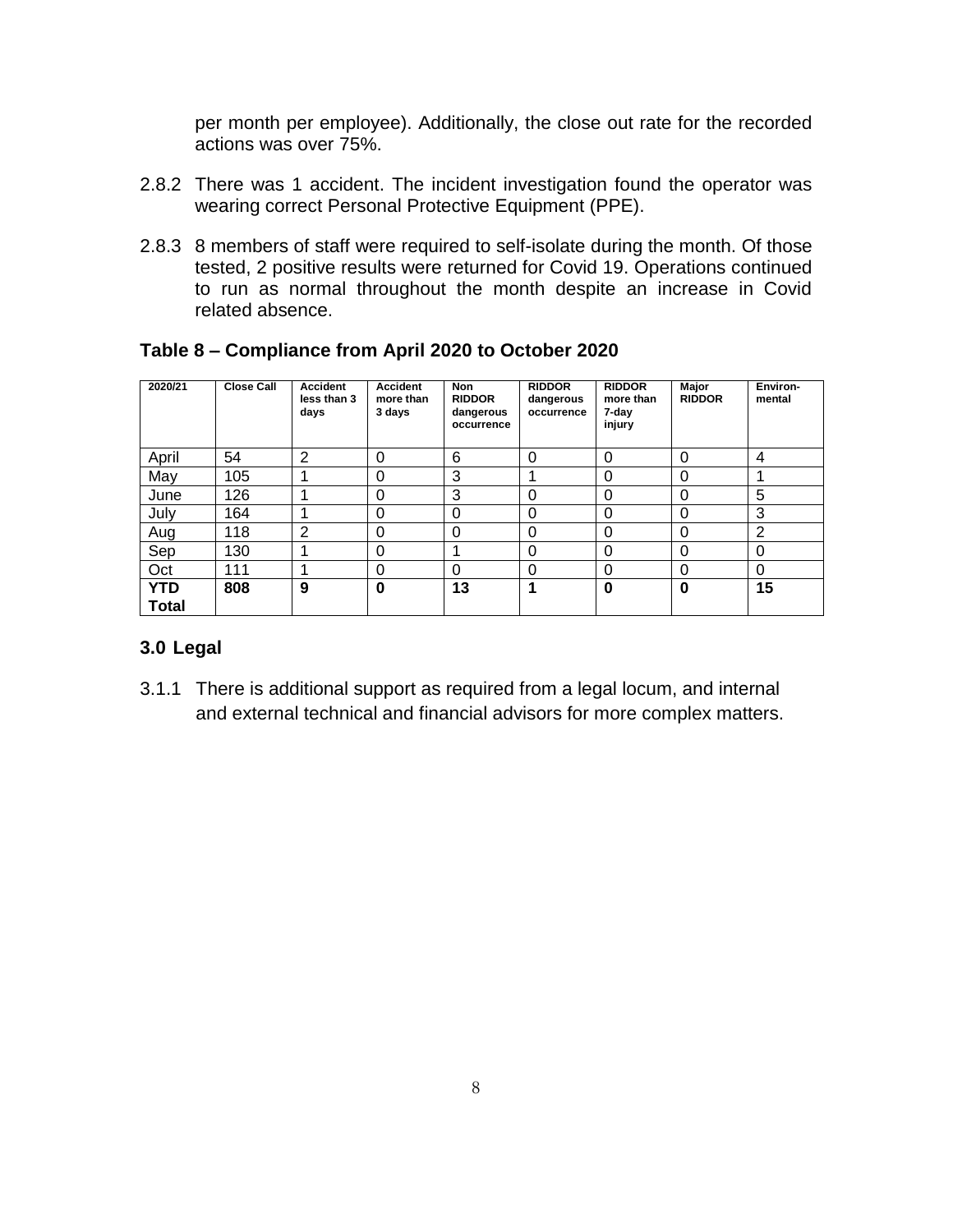per month per employee). Additionally, the close out rate for the recorded actions was over 75%.

2.8.2 There was 1 accident. The incident investigation found the operator was wearing correct Personal Protective Equipment (PPE).

2.8.3 8 members of staff were required to self-isolate during the month. Of those tested, 2 positive results were returned for Covid 19. Operations continued to run as normal throughout the month despite an increase in Covid related absence.

**Table 8 – Compliance from April 2020 to October 2020**

| 2020/21 | Close Call | Accident less than 3 days | Accident more than 3 days | Non RIDDOR dangerous occurrence | RIDDOR dangerous occurrence | RIDDOR more than 7-day injury | Major RIDDOR | Environ-mental |
|---|---|---|---|---|---|---|---|---|
| April | 54 | 2 | 0 | 6 | 0 | 0 | 0 | 4 |
| May | 105 | 1 | 0 | 3 | 1 | 0 | 0 | 1 |
| June | 126 | 1 | 0 | 3 | 0 | 0 | 0 | 5 |
| July | 164 | 1 | 0 | 0 | 0 | 0 | 0 | 3 |
| Aug | 118 | 2 | 0 | 0 | 0 | 0 | 0 | 2 |
| Sep | 130 | 1 | 0 | 1 | 0 | 0 | 0 | 0 |
| Oct | 111 | 1 | 0 | 0 | 0 | 0 | 0 | 0 |
| **YTD Total** | **808** | **9** | **0** | **13** | **1** | **0** | **0** | **15** |

## 3.0 Legal

3.1.1 There is additional support as required from a legal locum, and internal and external technical and financial advisors for more complex matters.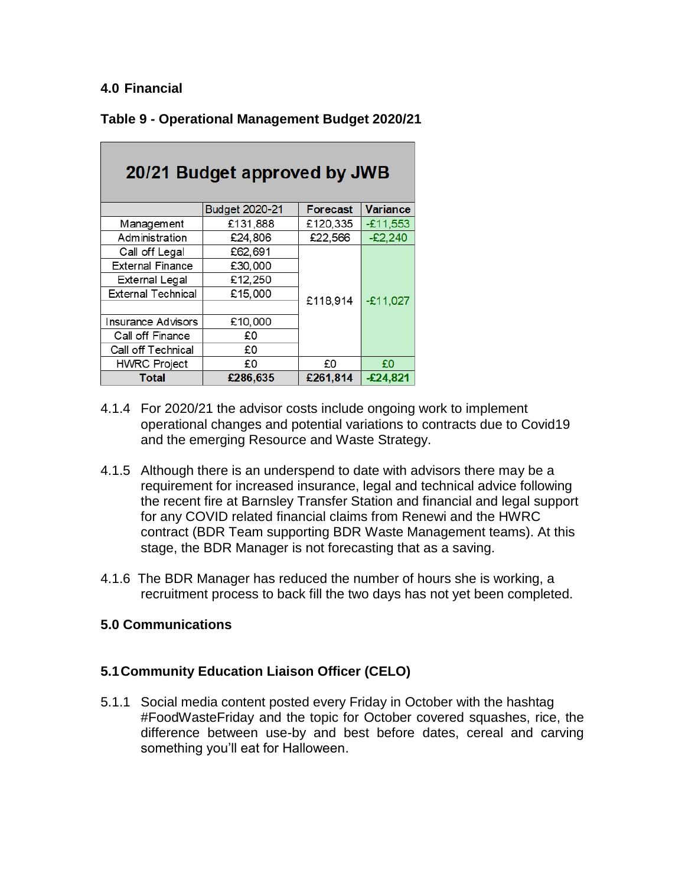## 4.0 Financial

### Table 9 - Operational Management Budget 2020/21

| 20/21 Budget approved by JWB | | | |
|---|---|---|---|
| | Budget 2020-21 | Forecast | Variance |
| Management | £131,888 | £120,335 | -£11,553 |
| Administration | £24,806 | £22,566 | -£2,240 |
| Call off Legal | £62,691 | £118,914 | -£11,027 |
| External Finance | £30,000 | | |
| External Legal | £12,250 | | |
| External Technical | £15,000 | | |
| | | | |
| Insurance Advisors | £10,000 | | |
| Call off Finance | £0 | | |
| Call off Technical | £0 | | |
| HWRC Project | £0 | £0 | £0 |
| **Total** | **£286,635** | **£261,814** | **-£24,821** |

4.1.4 For 2020/21 the advisor costs include ongoing work to implement operational changes and potential variations to contracts due to Covid19 and the emerging Resource and Waste Strategy.

4.1.5 Although there is an underspend to date with advisors there may be a requirement for increased insurance, legal and technical advice following the recent fire at Barnsley Transfer Station and financial and legal support for any COVID related financial claims from Renewi and the HWRC contract (BDR Team supporting BDR Waste Management teams). At this stage, the BDR Manager is not forecasting that as a saving.

4.1.6 The BDR Manager has reduced the number of hours she is working, a recruitment process to back fill the two days has not yet been completed.

## 5.0 Communications

### 5.1 Community Education Liaison Officer (CELO)

5.1.1 Social media content posted every Friday in October with the hashtag #FoodWasteFriday and the topic for October covered squashes, rice, the difference between use-by and best before dates, cereal and carving something you'll eat for Halloween.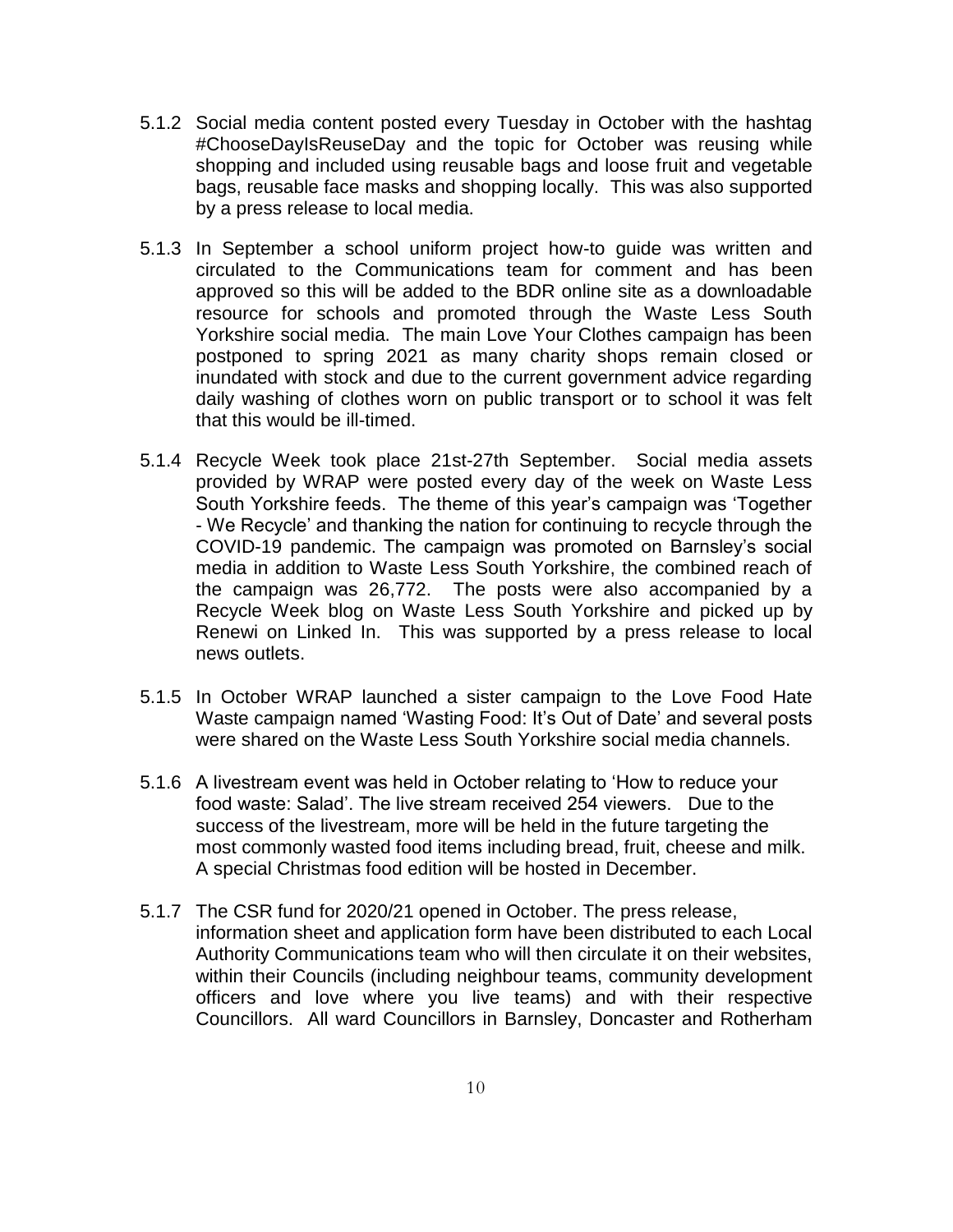5.1.2 Social media content posted every Tuesday in October with the hashtag #ChooseDayIsReuseDay and the topic for October was reusing while shopping and included using reusable bags and loose fruit and vegetable bags, reusable face masks and shopping locally. This was also supported by a press release to local media.

5.1.3 In September a school uniform project how-to guide was written and circulated to the Communications team for comment and has been approved so this will be added to the BDR online site as a downloadable resource for schools and promoted through the Waste Less South Yorkshire social media. The main Love Your Clothes campaign has been postponed to spring 2021 as many charity shops remain closed or inundated with stock and due to the current government advice regarding daily washing of clothes worn on public transport or to school it was felt that this would be ill-timed.

5.1.4 Recycle Week took place 21st-27th September. Social media assets provided by WRAP were posted every day of the week on Waste Less South Yorkshire feeds. The theme of this year's campaign was 'Together - We Recycle' and thanking the nation for continuing to recycle through the COVID-19 pandemic. The campaign was promoted on Barnsley's social media in addition to Waste Less South Yorkshire, the combined reach of the campaign was 26,772. The posts were also accompanied by a Recycle Week blog on Waste Less South Yorkshire and picked up by Renewi on Linked In. This was supported by a press release to local news outlets.

5.1.5 In October WRAP launched a sister campaign to the Love Food Hate Waste campaign named 'Wasting Food: It's Out of Date' and several posts were shared on the Waste Less South Yorkshire social media channels.

5.1.6 A livestream event was held in October relating to 'How to reduce your food waste: Salad'. The live stream received 254 viewers. Due to the success of the livestream, more will be held in the future targeting the most commonly wasted food items including bread, fruit, cheese and milk. A special Christmas food edition will be hosted in December.

5.1.7 The CSR fund for 2020/21 opened in October. The press release, information sheet and application form have been distributed to each Local Authority Communications team who will then circulate it on their websites, within their Councils (including neighbour teams, community development officers and love where you live teams) and with their respective Councillors. All ward Councillors in Barnsley, Doncaster and Rotherham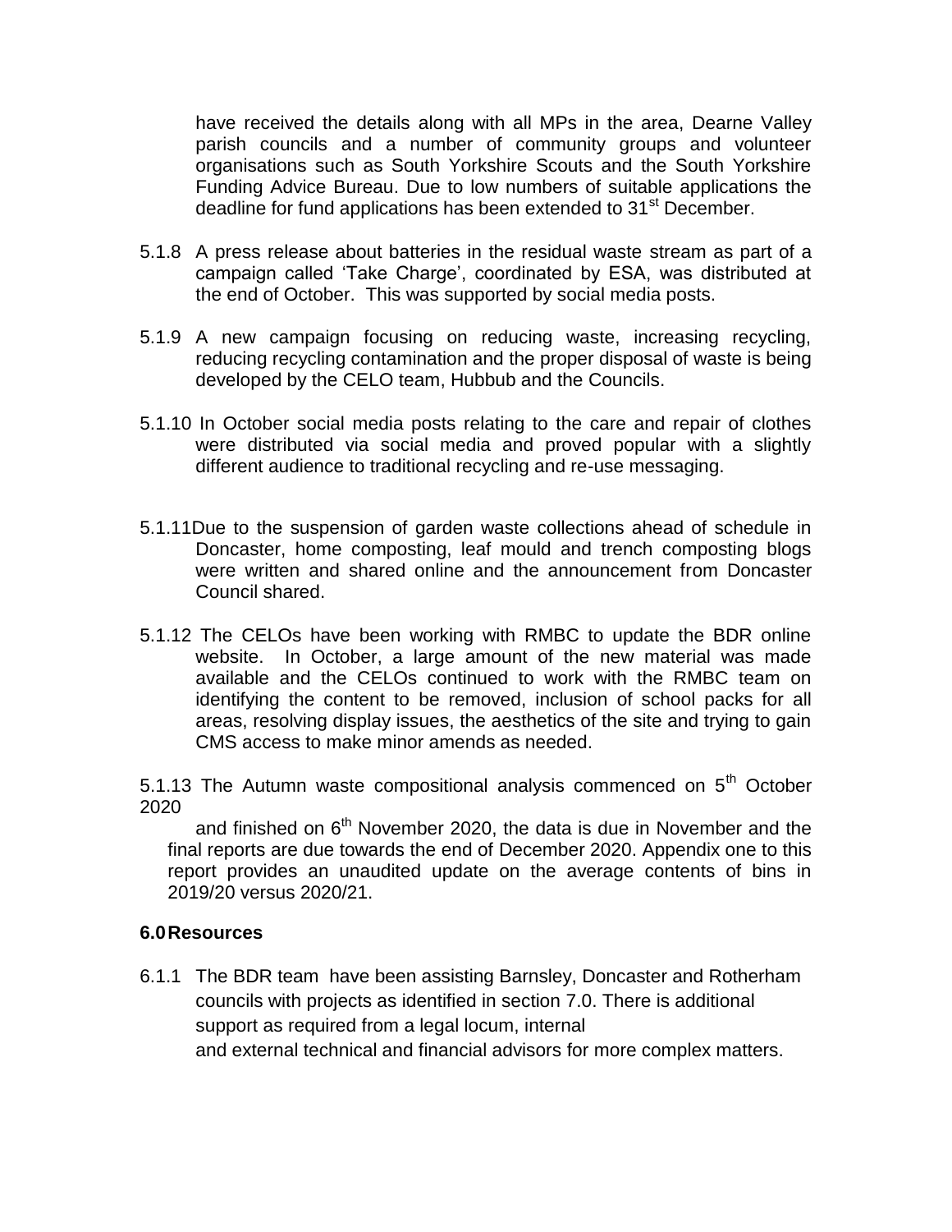have received the details along with all MPs in the area, Dearne Valley parish councils and a number of community groups and volunteer organisations such as South Yorkshire Scouts and the South Yorkshire Funding Advice Bureau. Due to low numbers of suitable applications the deadline for fund applications has been extended to 31st December.

5.1.8 A press release about batteries in the residual waste stream as part of a campaign called 'Take Charge', coordinated by ESA, was distributed at the end of October. This was supported by social media posts.

5.1.9 A new campaign focusing on reducing waste, increasing recycling, reducing recycling contamination and the proper disposal of waste is being developed by the CELO team, Hubbub and the Councils.

5.1.10 In October social media posts relating to the care and repair of clothes were distributed via social media and proved popular with a slightly different audience to traditional recycling and re-use messaging.

5.1.11 Due to the suspension of garden waste collections ahead of schedule in Doncaster, home composting, leaf mould and trench composting blogs were written and shared online and the announcement from Doncaster Council shared.

5.1.12 The CELOs have been working with RMBC to update the BDR online website. In October, a large amount of the new material was made available and the CELOs continued to work with the RMBC team on identifying the content to be removed, inclusion of school packs for all areas, resolving display issues, the aesthetics of the site and trying to gain CMS access to make minor amends as needed.

5.1.13 The Autumn waste compositional analysis commenced on 5th October 2020 and finished on 6th November 2020, the data is due in November and the final reports are due towards the end of December 2020. Appendix one to this report provides an unaudited update on the average contents of bins in 2019/20 versus 2020/21.

## 6.0 Resources

6.1.1 The BDR team have been assisting Barnsley, Doncaster and Rotherham councils with projects as identified in section 7.0. There is additional support as required from a legal locum, internal and external technical and financial advisors for more complex matters.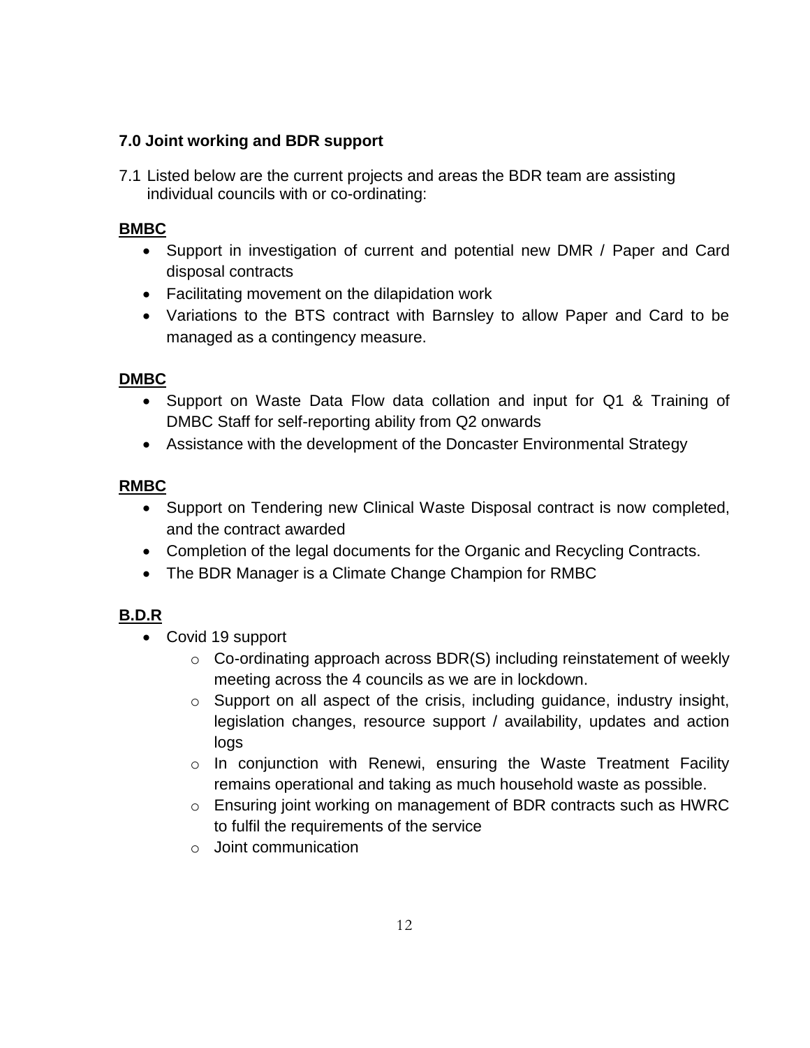## 7.0 Joint working and BDR support

7.1 Listed below are the current projects and areas the BDR team are assisting individual councils with or co-ordinating:

**BMBC**

- Support in investigation of current and potential new DMR / Paper and Card disposal contracts
- Facilitating movement on the dilapidation work
- Variations to the BTS contract with Barnsley to allow Paper and Card to be managed as a contingency measure.

**DMBC**

- Support on Waste Data Flow data collation and input for Q1 & Training of DMBC Staff for self-reporting ability from Q2 onwards
- Assistance with the development of the Doncaster Environmental Strategy

**RMBC**

- Support on Tendering new Clinical Waste Disposal contract is now completed, and the contract awarded
- Completion of the legal documents for the Organic and Recycling Contracts.
- The BDR Manager is a Climate Change Champion for RMBC

**B.D.R**

- Covid 19 support
  - Co-ordinating approach across BDR(S) including reinstatement of weekly meeting across the 4 councils as we are in lockdown.
  - Support on all aspect of the crisis, including guidance, industry insight, legislation changes, resource support / availability, updates and action logs
  - In conjunction with Renewi, ensuring the Waste Treatment Facility remains operational and taking as much household waste as possible.
  - Ensuring joint working on management of BDR contracts such as HWRC to fulfil the requirements of the service
  - Joint communication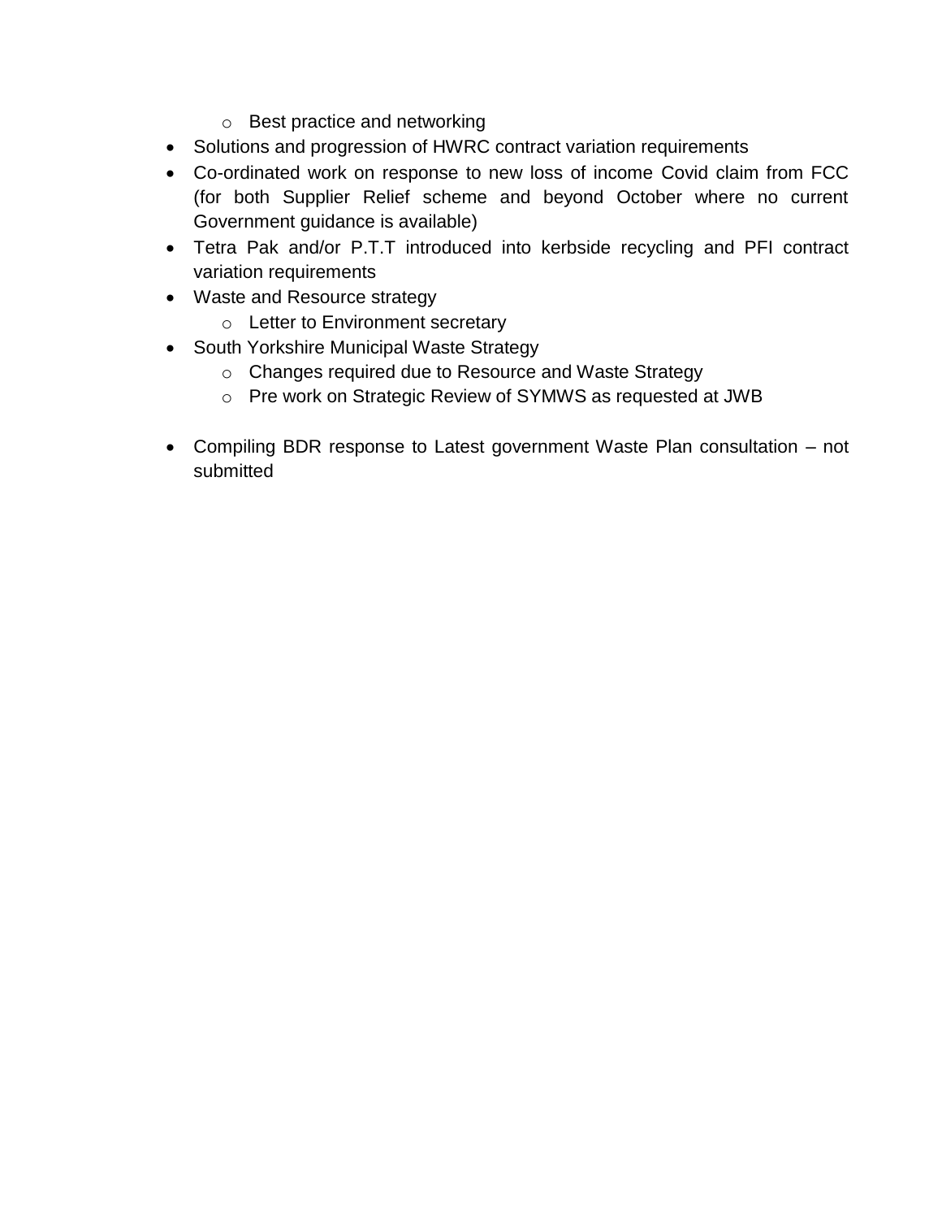- Best practice and networking
- Solutions and progression of HWRC contract variation requirements
- Co-ordinated work on response to new loss of income Covid claim from FCC (for both Supplier Relief scheme and beyond October where no current Government guidance is available)
- Tetra Pak and/or P.T.T introduced into kerbside recycling and PFI contract variation requirements
- Waste and Resource strategy
    - Letter to Environment secretary
- South Yorkshire Municipal Waste Strategy
    - Changes required due to Resource and Waste Strategy
    - Pre work on Strategic Review of SYMWS as requested at JWB

- Compiling BDR response to Latest government Waste Plan consultation – not submitted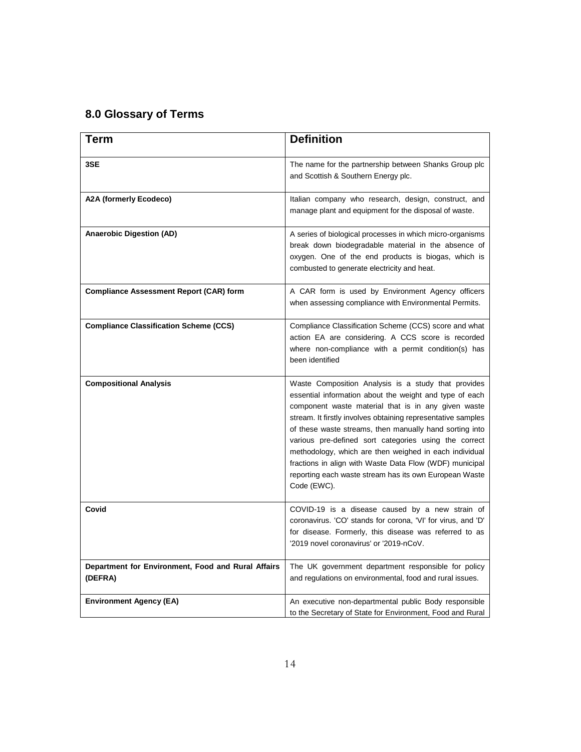## 8.0 Glossary of Terms

| Term | Definition |
|---|---|
| **3SE** | The name for the partnership between Shanks Group plc and Scottish & Southern Energy plc. |
| **A2A (formerly Ecodeco)** | Italian company who research, design, construct, and manage plant and equipment for the disposal of waste. |
| **Anaerobic Digestion (AD)** | A series of biological processes in which micro-organisms break down biodegradable material in the absence of oxygen. One of the end products is biogas, which is combusted to generate electricity and heat. |
| **Compliance Assessment Report (CAR) form** | A CAR form is used by Environment Agency officers when assessing compliance with Environmental Permits. |
| **Compliance Classification Scheme (CCS)** | Compliance Classification Scheme (CCS) score and what action EA are considering. A CCS score is recorded where non-compliance with a permit condition(s) has been identified |
| **Compositional Analysis** | Waste Composition Analysis is a study that provides essential information about the weight and type of each component waste material that is in any given waste stream. It firstly involves obtaining representative samples of these waste streams, then manually hand sorting into various pre-defined sort categories using the correct methodology, which are then weighed in each individual fractions in align with Waste Data Flow (WDF) municipal reporting each waste stream has its own European Waste Code (EWC). |
| **Covid** | COVID-19 is a disease caused by a new strain of coronavirus. 'CO' stands for corona, 'VI' for virus, and 'D' for disease. Formerly, this disease was referred to as '2019 novel coronavirus' or '2019-nCoV. |
| **Department for Environment, Food and Rural Affairs (DEFRA)** | The UK government department responsible for policy and regulations on environmental, food and rural issues. |
| **Environment Agency (EA)** | An executive non-departmental public Body responsible to the Secretary of State for Environment, Food and Rural |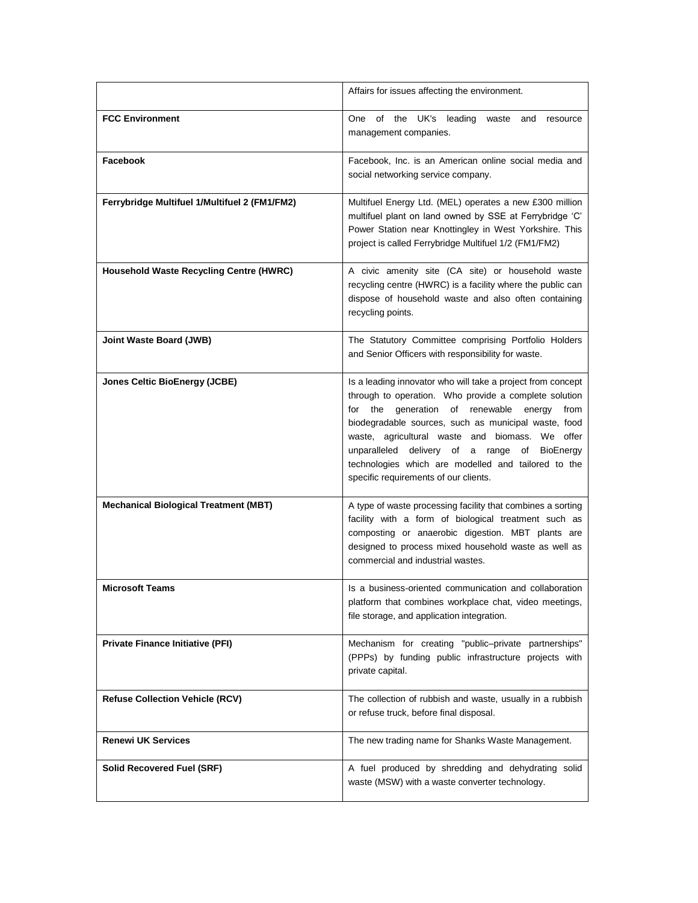| | |
|---|---|
| | Affairs for issues affecting the environment. |
| **FCC Environment** | One of the UK's leading waste and resource management companies. |
| **Facebook** | Facebook, Inc. is an American online social media and social networking service company. |
| **Ferrybridge Multifuel 1/Multifuel 2 (FM1/FM2)** | Multifuel Energy Ltd. (MEL) operates a new £300 million multifuel plant on land owned by SSE at Ferrybridge 'C' Power Station near Knottingley in West Yorkshire. This project is called Ferrybridge Multifuel 1/2 (FM1/FM2) |
| **Household Waste Recycling Centre (HWRC)** | A civic amenity site (CA site) or household waste recycling centre (HWRC) is a facility where the public can dispose of household waste and also often containing recycling points. |
| **Joint Waste Board (JWB)** | The Statutory Committee comprising Portfolio Holders and Senior Officers with responsibility for waste. |
| **Jones Celtic BioEnergy (JCBE)** | Is a leading innovator who will take a project from concept through to operation. Who provide a complete solution for the generation of renewable energy from biodegradable sources, such as municipal waste, food waste, agricultural waste and biomass. We offer unparalleled delivery of a range of BioEnergy technologies which are modelled and tailored to the specific requirements of our clients. |
| **Mechanical Biological Treatment (MBT)** | A type of waste processing facility that combines a sorting facility with a form of biological treatment such as composting or anaerobic digestion. MBT plants are designed to process mixed household waste as well as commercial and industrial wastes. |
| **Microsoft Teams** | Is a business-oriented communication and collaboration platform that combines workplace chat, video meetings, file storage, and application integration. |
| **Private Finance Initiative (PFI)** | Mechanism for creating "public–private partnerships" (PPPs) by funding public infrastructure projects with private capital. |
| **Refuse Collection Vehicle (RCV)** | The collection of rubbish and waste, usually in a rubbish or refuse truck, before final disposal. |
| **Renewi UK Services** | The new trading name for Shanks Waste Management. |
| **Solid Recovered Fuel (SRF)** | A fuel produced by shredding and dehydrating solid waste (MSW) with a waste converter technology. |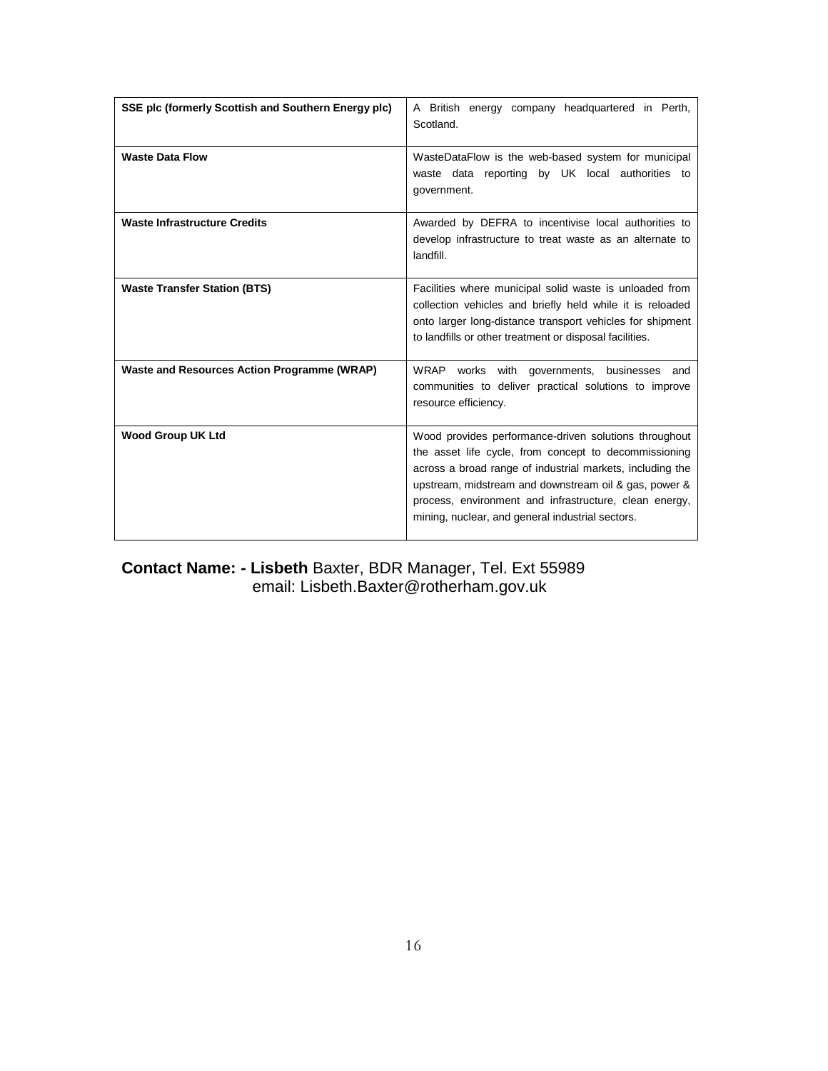| | |
|---|---|
| **SSE plc (formerly Scottish and Southern Energy plc)** | A British energy company headquartered in Perth, Scotland. |
| **Waste Data Flow** | WasteDataFlow is the web-based system for municipal waste data reporting by UK local authorities to government. |
| **Waste Infrastructure Credits** | Awarded by DEFRA to incentivise local authorities to develop infrastructure to treat waste as an alternate to landfill. |
| **Waste Transfer Station (BTS)** | Facilities where municipal solid waste is unloaded from collection vehicles and briefly held while it is reloaded onto larger long-distance transport vehicles for shipment to landfills or other treatment or disposal facilities. |
| **Waste and Resources Action Programme (WRAP)** | WRAP works with governments, businesses and communities to deliver practical solutions to improve resource efficiency. |
| **Wood Group UK Ltd** | Wood provides performance-driven solutions throughout the asset life cycle, from concept to decommissioning across a broad range of industrial markets, including the upstream, midstream and downstream oil & gas, power & process, environment and infrastructure, clean energy, mining, nuclear, and general industrial sectors. |

**Contact Name: - Lisbeth** Baxter, BDR Manager, Tel. Ext 55989
email: Lisbeth.Baxter@rotherham.gov.uk